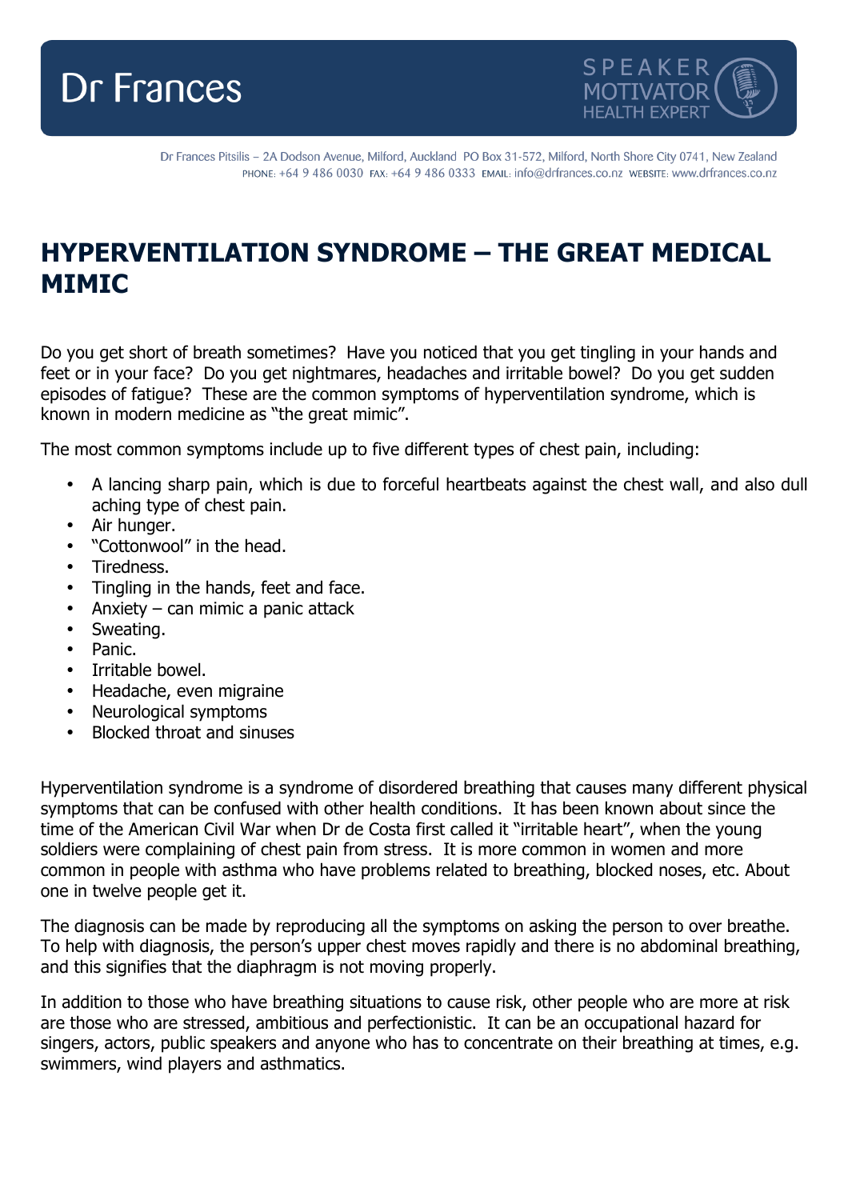Dr Frances

SPEAKER MOTIVATOR HEALTH EXPERT

Dr Frances Pitsilis – 2A Dodson Avenue, Milford, Auckland PO Box 31-572, Milford, North Shore City 0741, New Zealand
PHONE: +64 9 486 0030 FAX: +64 9 486 0333 EMAIL: info@drfrances.co.nz WEBSITE: www.drfrances.co.nz

# HYPERVENTILATION SYNDROME – THE GREAT MEDICAL MIMIC

Do you get short of breath sometimes? Have you noticed that you get tingling in your hands and feet or in your face? Do you get nightmares, headaches and irritable bowel? Do you get sudden episodes of fatigue? These are the common symptoms of hyperventilation syndrome, which is known in modern medicine as "the great mimic".

The most common symptoms include up to five different types of chest pain, including:

- A lancing sharp pain, which is due to forceful heartbeats against the chest wall, and also dull aching type of chest pain.
- Air hunger.
- "Cottonwool" in the head.
- Tiredness.
- Tingling in the hands, feet and face.
- Anxiety – can mimic a panic attack
- Sweating.
- Panic.
- Irritable bowel.
- Headache, even migraine
- Neurological symptoms
- Blocked throat and sinuses

Hyperventilation syndrome is a syndrome of disordered breathing that causes many different physical symptoms that can be confused with other health conditions. It has been known about since the time of the American Civil War when Dr de Costa first called it "irritable heart", when the young soldiers were complaining of chest pain from stress. It is more common in women and more common in people with asthma who have problems related to breathing, blocked noses, etc. About one in twelve people get it.

The diagnosis can be made by reproducing all the symptoms on asking the person to over breathe. To help with diagnosis, the person's upper chest moves rapidly and there is no abdominal breathing, and this signifies that the diaphragm is not moving properly.

In addition to those who have breathing situations to cause risk, other people who are more at risk are those who are stressed, ambitious and perfectionistic. It can be an occupational hazard for singers, actors, public speakers and anyone who has to concentrate on their breathing at times, e.g. swimmers, wind players and asthmatics.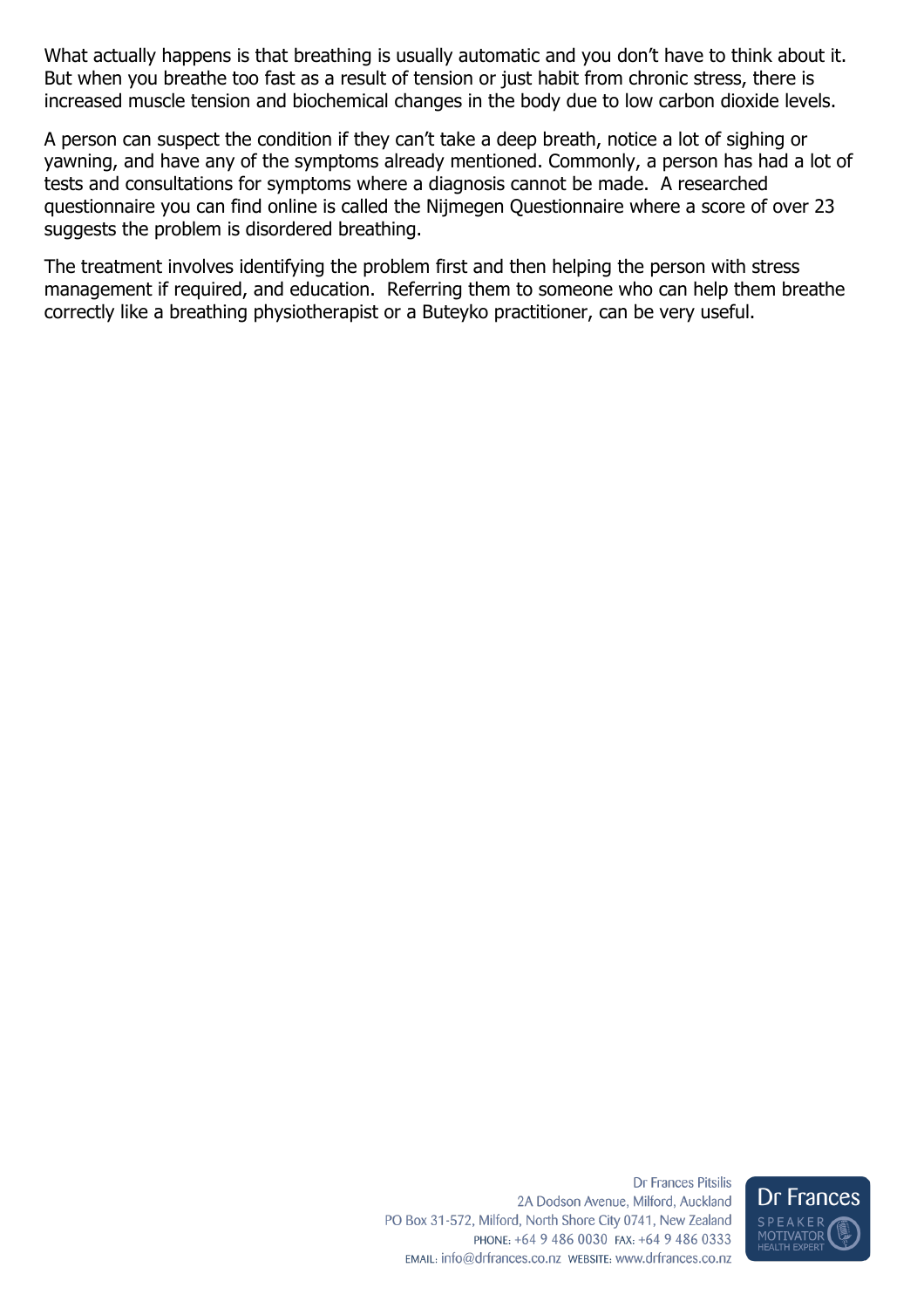What actually happens is that breathing is usually automatic and you don't have to think about it. But when you breathe too fast as a result of tension or just habit from chronic stress, there is increased muscle tension and biochemical changes in the body due to low carbon dioxide levels.

A person can suspect the condition if they can't take a deep breath, notice a lot of sighing or yawning, and have any of the symptoms already mentioned. Commonly, a person has had a lot of tests and consultations for symptoms where a diagnosis cannot be made. A researched questionnaire you can find online is called the Nijmegen Questionnaire where a score of over 23 suggests the problem is disordered breathing.

The treatment involves identifying the problem first and then helping the person with stress management if required, and education. Referring them to someone who can help them breathe correctly like a breathing physiotherapist or a Buteyko practitioner, can be very useful.